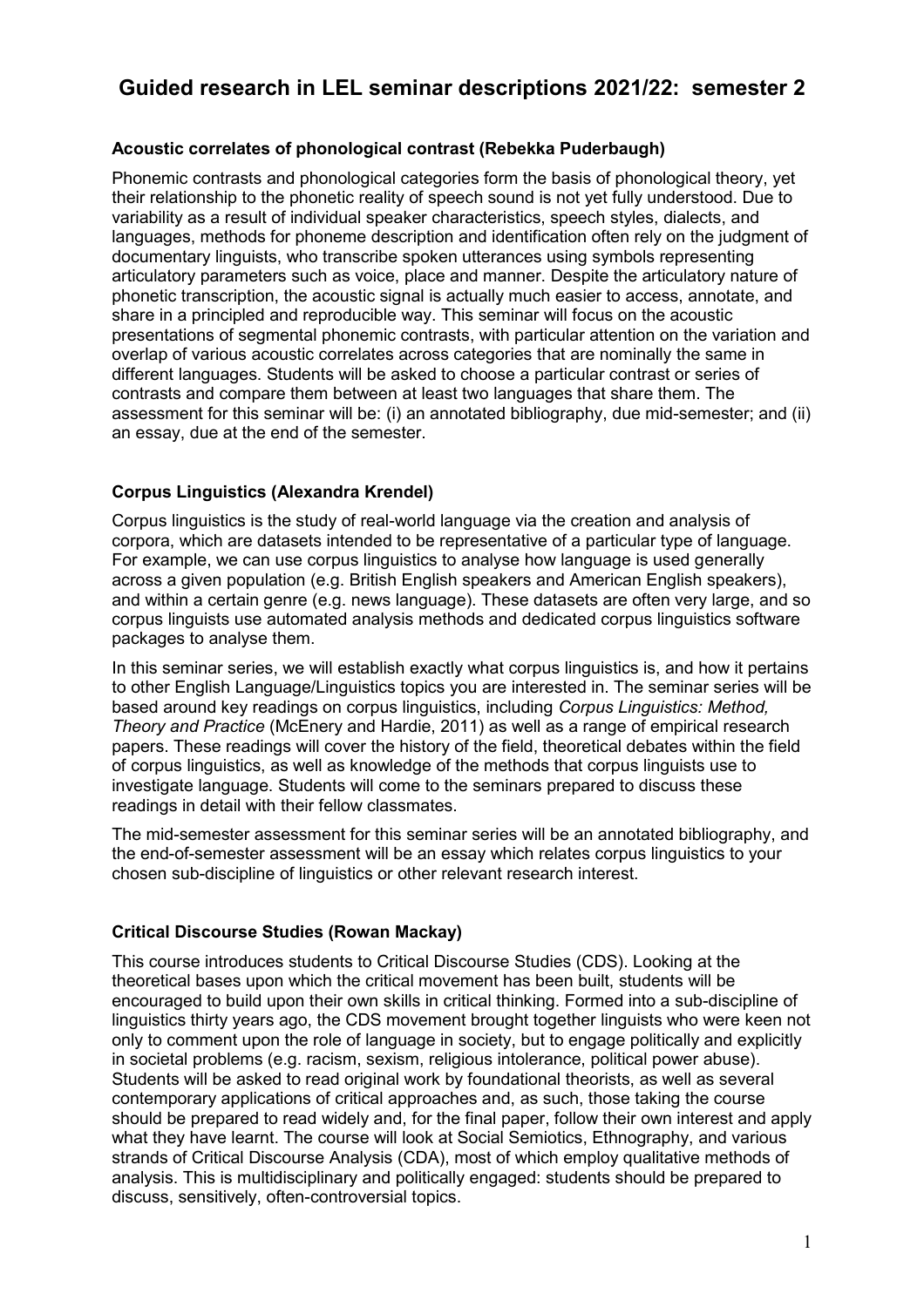# Guided research in LEL seminar descriptions 2021/22: semester 2

### Acoustic correlates of phonological contrast (Rebekka Puderbaugh)

Phonemic contrasts and phonological categories form the basis of phonological theory, yet their relationship to the phonetic reality of speech sound is not yet fully understood. Due to variability as a result of individual speaker characteristics, speech styles, dialects, and languages, methods for phoneme description and identification often rely on the judgment of documentary linguists, who transcribe spoken utterances using symbols representing articulatory parameters such as voice, place and manner. Despite the articulatory nature of phonetic transcription, the acoustic signal is actually much easier to access, annotate, and share in a principled and reproducible way. This seminar will focus on the acoustic presentations of segmental phonemic contrasts, with particular attention on the variation and overlap of various acoustic correlates across categories that are nominally the same in different languages. Students will be asked to choose a particular contrast or series of contrasts and compare them between at least two languages that share them. The assessment for this seminar will be: (i) an annotated bibliography, due mid-semester; and (ii) an essay, due at the end of the semester.

### Corpus Linguistics (Alexandra Krendel)

Corpus linguistics is the study of real-world language via the creation and analysis of corpora, which are datasets intended to be representative of a particular type of language. For example, we can use corpus linguistics to analyse how language is used generally across a given population (e.g. British English speakers and American English speakers), and within a certain genre (e.g. news language). These datasets are often very large, and so corpus linguists use automated analysis methods and dedicated corpus linguistics software packages to analyse them.

In this seminar series, we will establish exactly what corpus linguistics is, and how it pertains to other English Language/Linguistics topics you are interested in. The seminar series will be based around key readings on corpus linguistics, including *Corpus Linguistics: Method, Theory and Practice* (McEnery and Hardie, 2011) as well as a range of empirical research papers. These readings will cover the history of the field, theoretical debates within the field of corpus linguistics, as well as knowledge of the methods that corpus linguists use to investigate language. Students will come to the seminars prepared to discuss these readings in detail with their fellow classmates.

The mid-semester assessment for this seminar series will be an annotated bibliography, and the end-of-semester assessment will be an essay which relates corpus linguistics to your chosen sub-discipline of linguistics or other relevant research interest.

### Critical Discourse Studies (Rowan Mackay)

This course introduces students to Critical Discourse Studies (CDS). Looking at the theoretical bases upon which the critical movement has been built, students will be encouraged to build upon their own skills in critical thinking. Formed into a sub-discipline of linguistics thirty years ago, the CDS movement brought together linguists who were keen not only to comment upon the role of language in society, but to engage politically and explicitly in societal problems (e.g. racism, sexism, religious intolerance, political power abuse). Students will be asked to read original work by foundational theorists, as well as several contemporary applications of critical approaches and, as such, those taking the course should be prepared to read widely and, for the final paper, follow their own interest and apply what they have learnt. The course will look at Social Semiotics, Ethnography, and various strands of Critical Discourse Analysis (CDA), most of which employ qualitative methods of analysis. This is multidisciplinary and politically engaged: students should be prepared to discuss, sensitively, often-controversial topics.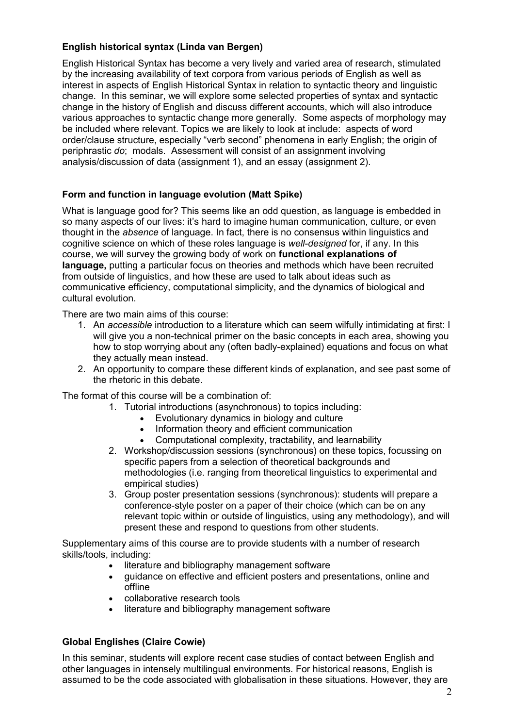### English historical syntax (Linda van Bergen)

English Historical Syntax has become a very lively and varied area of research, stimulated by the increasing availability of text corpora from various periods of English as well as interest in aspects of English Historical Syntax in relation to syntactic theory and linguistic change. In this seminar, we will explore some selected properties of syntax and syntactic change in the history of English and discuss different accounts, which will also introduce various approaches to syntactic change more generally. Some aspects of morphology may be included where relevant. Topics we are likely to look at include: aspects of word order/clause structure, especially "verb second" phenomena in early English; the origin of periphrastic *do*; modals. Assessment will consist of an assignment involving analysis/discussion of data (assignment 1), and an essay (assignment 2).

### Form and function in language evolution (Matt Spike)

What is language good for? This seems like an odd question, as language is embedded in so many aspects of our lives: it's hard to imagine human communication, culture, or even thought in the *absence* of language. In fact, there is no consensus within linguistics and cognitive science on which of these roles language is *well-designed* for, if any. In this course, we will survey the growing body of work on **functional explanations of language,** putting a particular focus on theories and methods which have been recruited from outside of linguistics, and how these are used to talk about ideas such as communicative efficiency, computational simplicity, and the dynamics of biological and cultural evolution.

There are two main aims of this course:

1. An *accessible* introduction to a literature which can seem wilfully intimidating at first: I will give you a non-technical primer on the basic concepts in each area, showing you how to stop worrying about any (often badly-explained) equations and focus on what they actually mean instead.
2. An opportunity to compare these different kinds of explanation, and see past some of the rhetoric in this debate.

The format of this course will be a combination of:

1. Tutorial introductions (asynchronous) to topics including:
   - Evolutionary dynamics in biology and culture
   - Information theory and efficient communication
   - Computational complexity, tractability, and learnability
2. Workshop/discussion sessions (synchronous) on these topics, focussing on specific papers from a selection of theoretical backgrounds and methodologies (i.e. ranging from theoretical linguistics to experimental and empirical studies)
3. Group poster presentation sessions (synchronous): students will prepare a conference-style poster on a paper of their choice (which can be on any relevant topic within or outside of linguistics, using any methodology), and will present these and respond to questions from other students.

Supplementary aims of this course are to provide students with a number of research skills/tools, including:

- literature and bibliography management software
- guidance on effective and efficient posters and presentations, online and offline
- collaborative research tools
- literature and bibliography management software

### Global Englishes (Claire Cowie)

In this seminar, students will explore recent case studies of contact between English and other languages in intensely multilingual environments. For historical reasons, English is assumed to be the code associated with globalisation in these situations. However, they are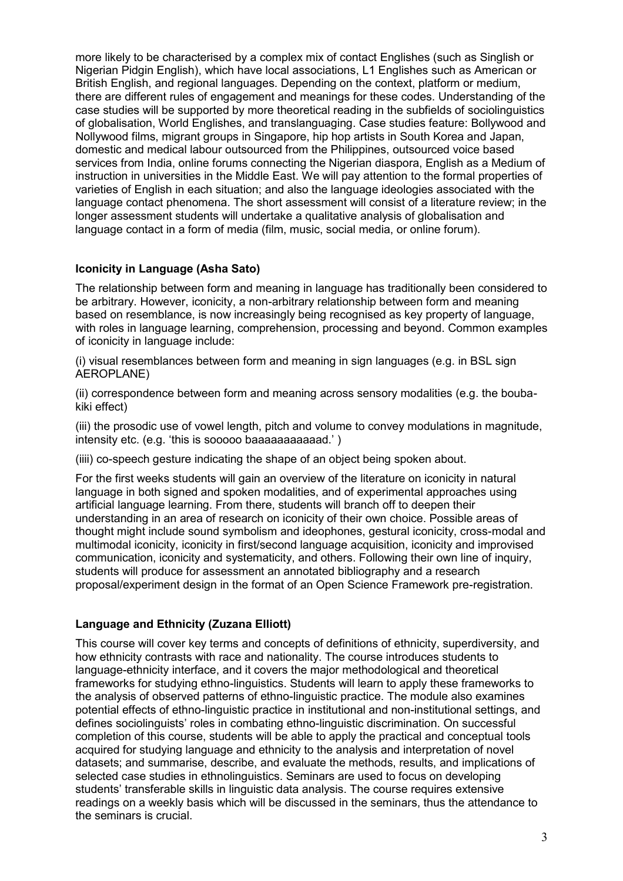more likely to be characterised by a complex mix of contact Englishes (such as Singlish or Nigerian Pidgin English), which have local associations, L1 Englishes such as American or British English, and regional languages. Depending on the context, platform or medium, there are different rules of engagement and meanings for these codes. Understanding of the case studies will be supported by more theoretical reading in the subfields of sociolinguistics of globalisation, World Englishes, and translanguaging. Case studies feature: Bollywood and Nollywood films, migrant groups in Singapore, hip hop artists in South Korea and Japan, domestic and medical labour outsourced from the Philippines, outsourced voice based services from India, online forums connecting the Nigerian diaspora, English as a Medium of instruction in universities in the Middle East. We will pay attention to the formal properties of varieties of English in each situation; and also the language ideologies associated with the language contact phenomena. The short assessment will consist of a literature review; in the longer assessment students will undertake a qualitative analysis of globalisation and language contact in a form of media (film, music, social media, or online forum).

**Iconicity in Language (Asha Sato)**

The relationship between form and meaning in language has traditionally been considered to be arbitrary. However, iconicity, a non-arbitrary relationship between form and meaning based on resemblance, is now increasingly being recognised as key property of language, with roles in language learning, comprehension, processing and beyond. Common examples of iconicity in language include:

(i) visual resemblances between form and meaning in sign languages (e.g. in BSL sign AEROPLANE)

(ii) correspondence between form and meaning across sensory modalities (e.g. the bouba-kiki effect)

(iii) the prosodic use of vowel length, pitch and volume to convey modulations in magnitude, intensity etc. (e.g. 'this is sooooo baaaaaaaaaaad.' )

(iiii) co-speech gesture indicating the shape of an object being spoken about.

For the first weeks students will gain an overview of the literature on iconicity in natural language in both signed and spoken modalities, and of experimental approaches using artificial language learning. From there, students will branch off to deepen their understanding in an area of research on iconicity of their own choice. Possible areas of thought might include sound symbolism and ideophones, gestural iconicity, cross-modal and multimodal iconicity, iconicity in first/second language acquisition, iconicity and improvised communication, iconicity and systematicity, and others. Following their own line of inquiry, students will produce for assessment an annotated bibliography and a research proposal/experiment design in the format of an Open Science Framework pre-registration.

**Language and Ethnicity (Zuzana Elliott)**

This course will cover key terms and concepts of definitions of ethnicity, superdiversity, and how ethnicity contrasts with race and nationality. The course introduces students to language-ethnicity interface, and it covers the major methodological and theoretical frameworks for studying ethno-linguistics. Students will learn to apply these frameworks to the analysis of observed patterns of ethno-linguistic practice. The module also examines potential effects of ethno-linguistic practice in institutional and non-institutional settings, and defines sociolinguists' roles in combating ethno-linguistic discrimination. On successful completion of this course, students will be able to apply the practical and conceptual tools acquired for studying language and ethnicity to the analysis and interpretation of novel datasets; and summarise, describe, and evaluate the methods, results, and implications of selected case studies in ethnolinguistics. Seminars are used to focus on developing students' transferable skills in linguistic data analysis. The course requires extensive readings on a weekly basis which will be discussed in the seminars, thus the attendance to the seminars is crucial.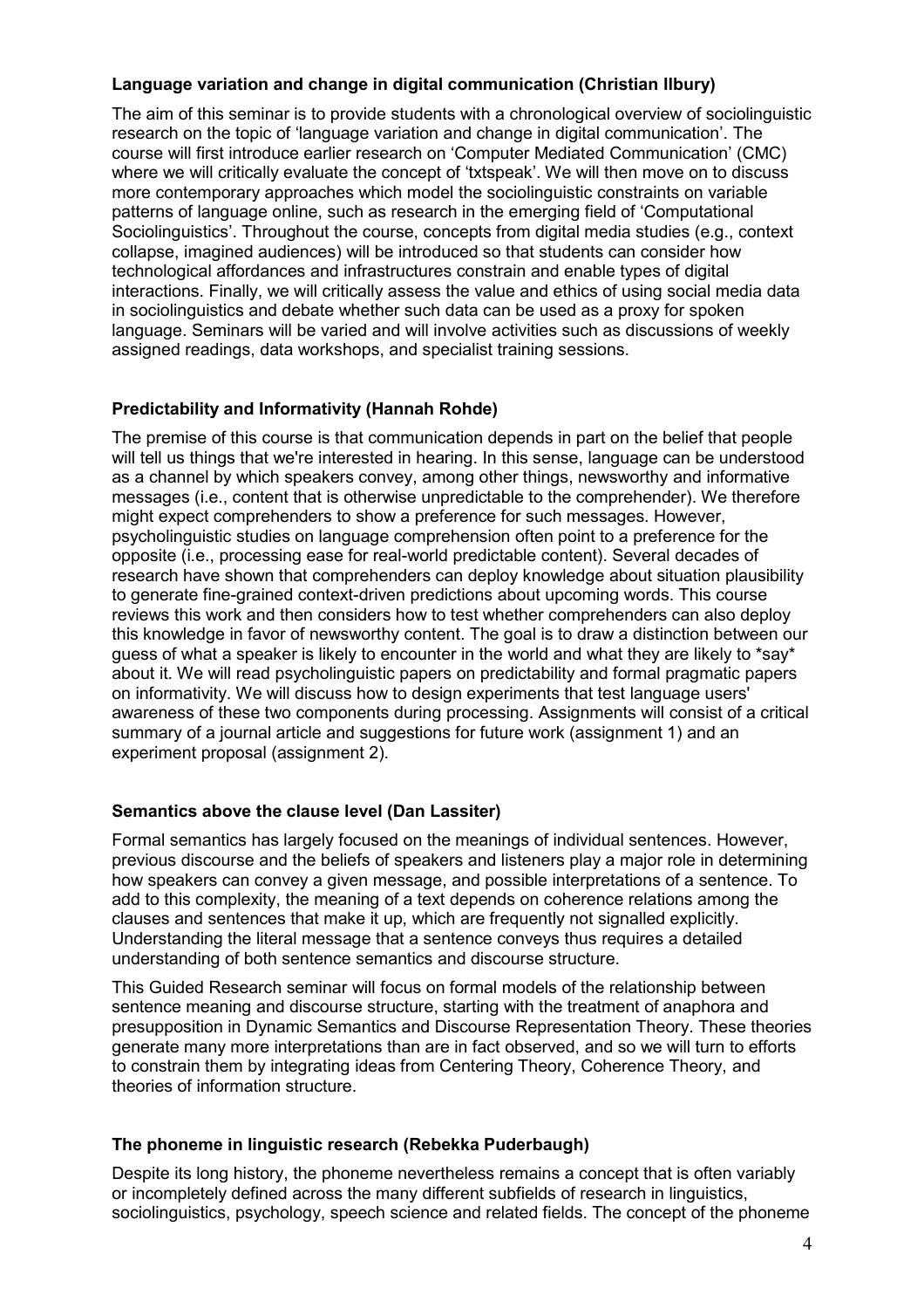**Language variation and change in digital communication (Christian Ilbury)**

The aim of this seminar is to provide students with a chronological overview of sociolinguistic research on the topic of 'language variation and change in digital communication'. The course will first introduce earlier research on 'Computer Mediated Communication' (CMC) where we will critically evaluate the concept of 'txtspeak'. We will then move on to discuss more contemporary approaches which model the sociolinguistic constraints on variable patterns of language online, such as research in the emerging field of 'Computational Sociolinguistics'. Throughout the course, concepts from digital media studies (e.g., context collapse, imagined audiences) will be introduced so that students can consider how technological affordances and infrastructures constrain and enable types of digital interactions. Finally, we will critically assess the value and ethics of using social media data in sociolinguistics and debate whether such data can be used as a proxy for spoken language. Seminars will be varied and will involve activities such as discussions of weekly assigned readings, data workshops, and specialist training sessions.

**Predictability and Informativity (Hannah Rohde)**

The premise of this course is that communication depends in part on the belief that people will tell us things that we're interested in hearing. In this sense, language can be understood as a channel by which speakers convey, among other things, newsworthy and informative messages (i.e., content that is otherwise unpredictable to the comprehender). We therefore might expect comprehenders to show a preference for such messages. However, psycholinguistic studies on language comprehension often point to a preference for the opposite (i.e., processing ease for real-world predictable content). Several decades of research have shown that comprehenders can deploy knowledge about situation plausibility to generate fine-grained context-driven predictions about upcoming words. This course reviews this work and then considers how to test whether comprehenders can also deploy this knowledge in favor of newsworthy content. The goal is to draw a distinction between our guess of what a speaker is likely to encounter in the world and what they are likely to *say* about it. We will read psycholinguistic papers on predictability and formal pragmatic papers on informativity. We will discuss how to design experiments that test language users' awareness of these two components during processing. Assignments will consist of a critical summary of a journal article and suggestions for future work (assignment 1) and an experiment proposal (assignment 2).

**Semantics above the clause level (Dan Lassiter)**

Formal semantics has largely focused on the meanings of individual sentences. However, previous discourse and the beliefs of speakers and listeners play a major role in determining how speakers can convey a given message, and possible interpretations of a sentence. To add to this complexity, the meaning of a text depends on coherence relations among the clauses and sentences that make it up, which are frequently not signalled explicitly. Understanding the literal message that a sentence conveys thus requires a detailed understanding of both sentence semantics and discourse structure.

This Guided Research seminar will focus on formal models of the relationship between sentence meaning and discourse structure, starting with the treatment of anaphora and presupposition in Dynamic Semantics and Discourse Representation Theory. These theories generate many more interpretations than are in fact observed, and so we will turn to efforts to constrain them by integrating ideas from Centering Theory, Coherence Theory, and theories of information structure.

**The phoneme in linguistic research (Rebekka Puderbaugh)**

Despite its long history, the phoneme nevertheless remains a concept that is often variably or incompletely defined across the many different subfields of research in linguistics, sociolinguistics, psychology, speech science and related fields. The concept of the phoneme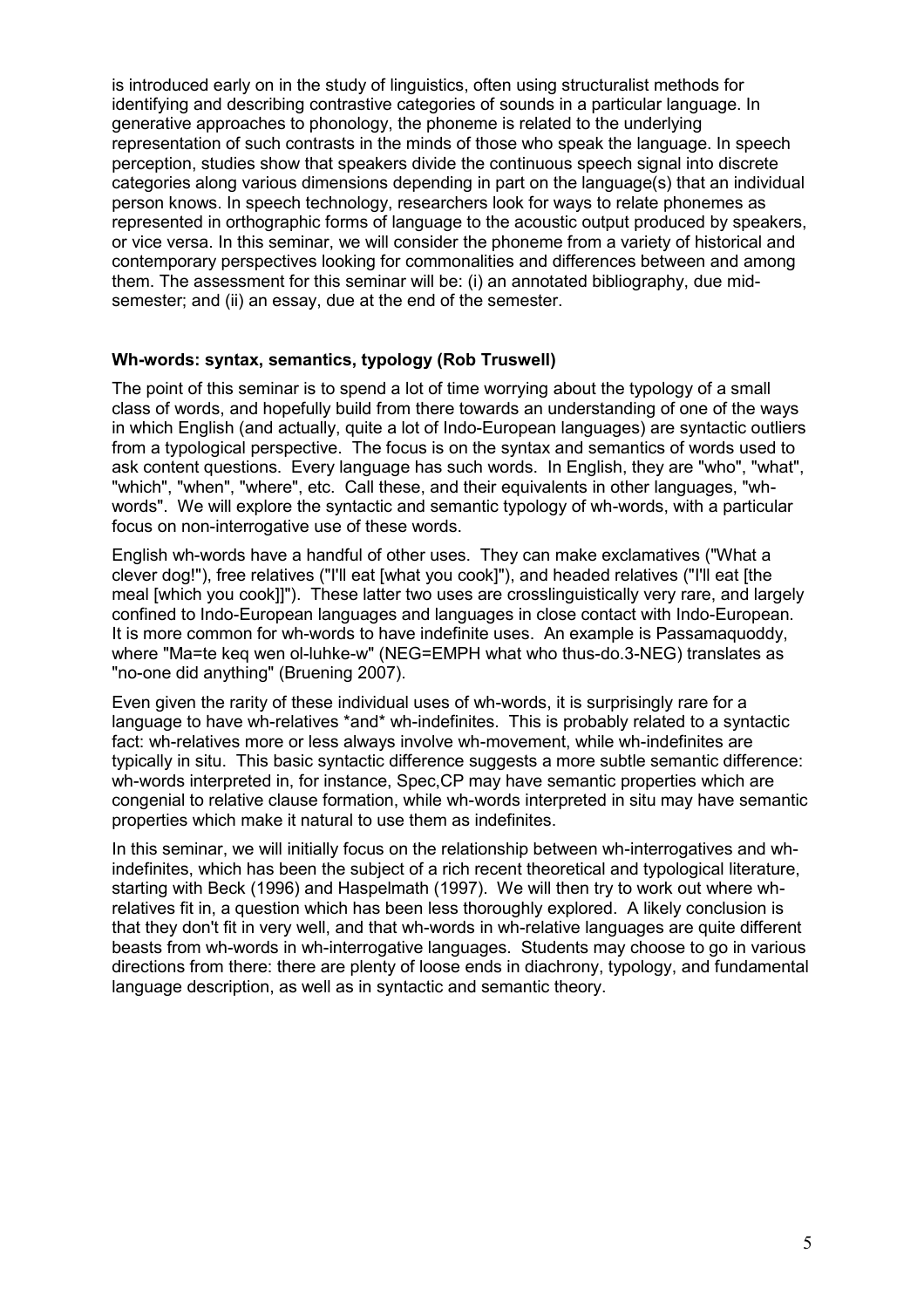is introduced early on in the study of linguistics, often using structuralist methods for identifying and describing contrastive categories of sounds in a particular language. In generative approaches to phonology, the phoneme is related to the underlying representation of such contrasts in the minds of those who speak the language. In speech perception, studies show that speakers divide the continuous speech signal into discrete categories along various dimensions depending in part on the language(s) that an individual person knows. In speech technology, researchers look for ways to relate phonemes as represented in orthographic forms of language to the acoustic output produced by speakers, or vice versa. In this seminar, we will consider the phoneme from a variety of historical and contemporary perspectives looking for commonalities and differences between and among them. The assessment for this seminar will be: (i) an annotated bibliography, due mid-semester; and (ii) an essay, due at the end of the semester.

**Wh-words: syntax, semantics, typology (Rob Truswell)**

The point of this seminar is to spend a lot of time worrying about the typology of a small class of words, and hopefully build from there towards an understanding of one of the ways in which English (and actually, quite a lot of Indo-European languages) are syntactic outliers from a typological perspective. The focus is on the syntax and semantics of words used to ask content questions. Every language has such words. In English, they are "who", "what", "which", "when", "where", etc. Call these, and their equivalents in other languages, "wh-words". We will explore the syntactic and semantic typology of wh-words, with a particular focus on non-interrogative use of these words.

English wh-words have a handful of other uses. They can make exclamatives ("What a clever dog!"), free relatives ("I'll eat [what you cook]"), and headed relatives ("I'll eat [the meal [which you cook]]"). These latter two uses are crosslinguistically very rare, and largely confined to Indo-European languages and languages in close contact with Indo-European. It is more common for wh-words to have indefinite uses. An example is Passamaquoddy, where "Ma=te keq wen ol-luhke-w" (NEG=EMPH what who thus-do.3-NEG) translates as "no-one did anything" (Bruening 2007).

Even given the rarity of these individual uses of wh-words, it is surprisingly rare for a language to have wh-relatives *and* wh-indefinites. This is probably related to a syntactic fact: wh-relatives more or less always involve wh-movement, while wh-indefinites are typically in situ. This basic syntactic difference suggests a more subtle semantic difference: wh-words interpreted in, for instance, Spec,CP may have semantic properties which are congenial to relative clause formation, while wh-words interpreted in situ may have semantic properties which make it natural to use them as indefinites.

In this seminar, we will initially focus on the relationship between wh-interrogatives and wh-indefinites, which has been the subject of a rich recent theoretical and typological literature, starting with Beck (1996) and Haspelmath (1997). We will then try to work out where wh-relatives fit in, a question which has been less thoroughly explored. A likely conclusion is that they don't fit in very well, and that wh-words in wh-relative languages are quite different beasts from wh-words in wh-interrogative languages. Students may choose to go in various directions from there: there are plenty of loose ends in diachrony, typology, and fundamental language description, as well as in syntactic and semantic theory.